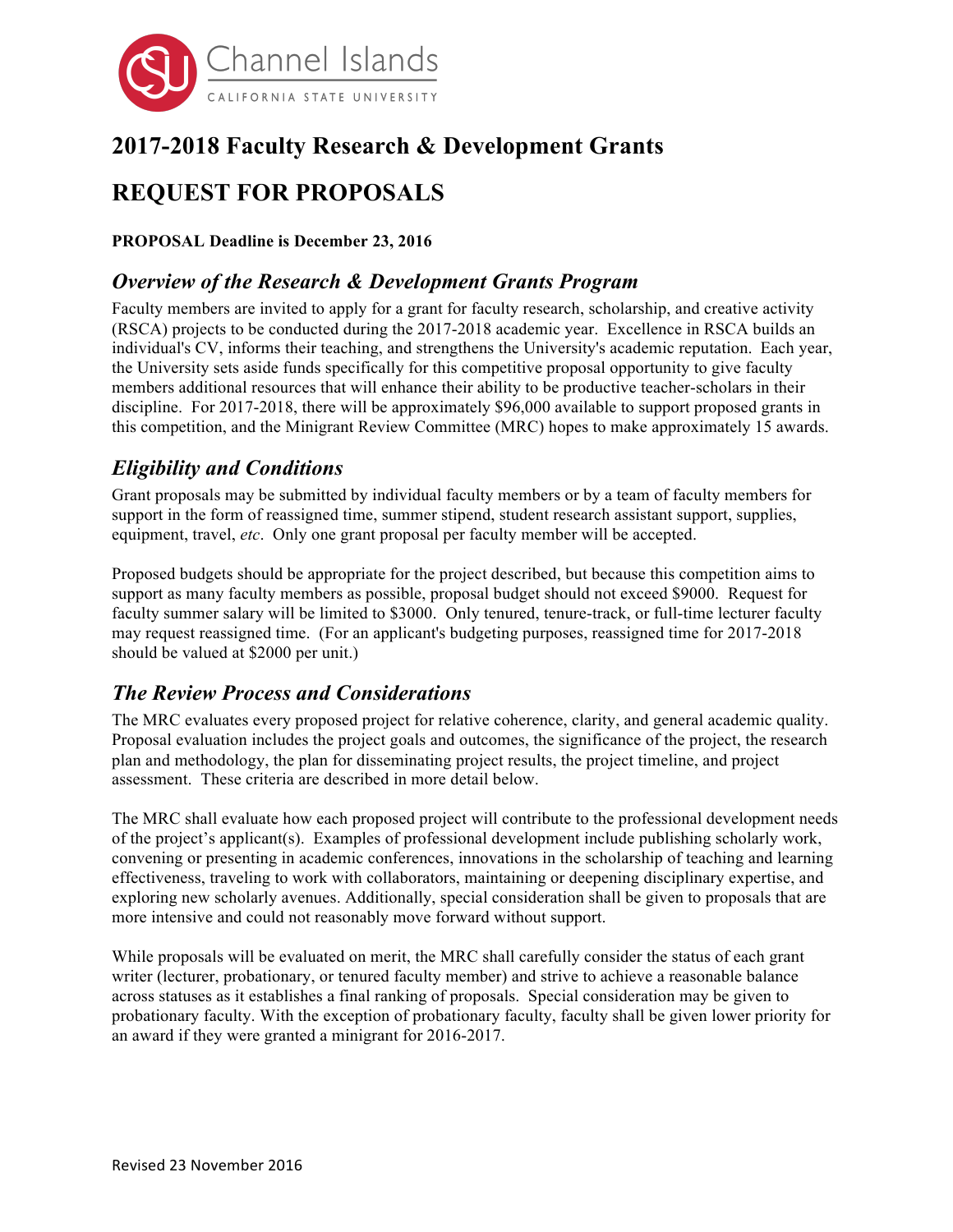Channel Islands
CALIFORNIA STATE UNIVERSITY

# 2017-2018 Faculty Research & Development Grants

# REQUEST FOR PROPOSALS

**PROPOSAL Deadline is December 23, 2016**

## *Overview of the Research & Development Grants Program*

Faculty members are invited to apply for a grant for faculty research, scholarship, and creative activity (RSCA) projects to be conducted during the 2017-2018 academic year. Excellence in RSCA builds an individual's CV, informs their teaching, and strengthens the University's academic reputation. Each year, the University sets aside funds specifically for this competitive proposal opportunity to give faculty members additional resources that will enhance their ability to be productive teacher-scholars in their discipline. For 2017-2018, there will be approximately $96,000 available to support proposed grants in this competition, and the Minigrant Review Committee (MRC) hopes to make approximately 15 awards.

## *Eligibility and Conditions*

Grant proposals may be submitted by individual faculty members or by a team of faculty members for support in the form of reassigned time, summer stipend, student research assistant support, supplies, equipment, travel, *etc*. Only one grant proposal per faculty member will be accepted.

Proposed budgets should be appropriate for the project described, but because this competition aims to support as many faculty members as possible, proposal budget should not exceed $9000. Request for faculty summer salary will be limited to $3000. Only tenured, tenure-track, or full-time lecturer faculty may request reassigned time. (For an applicant's budgeting purposes, reassigned time for 2017-2018 should be valued at $2000 per unit.)

## *The Review Process and Considerations*

The MRC evaluates every proposed project for relative coherence, clarity, and general academic quality. Proposal evaluation includes the project goals and outcomes, the significance of the project, the research plan and methodology, the plan for disseminating project results, the project timeline, and project assessment. These criteria are described in more detail below.

The MRC shall evaluate how each proposed project will contribute to the professional development needs of the project's applicant(s). Examples of professional development include publishing scholarly work, convening or presenting in academic conferences, innovations in the scholarship of teaching and learning effectiveness, traveling to work with collaborators, maintaining or deepening disciplinary expertise, and exploring new scholarly avenues. Additionally, special consideration shall be given to proposals that are more intensive and could not reasonably move forward without support.

While proposals will be evaluated on merit, the MRC shall carefully consider the status of each grant writer (lecturer, probationary, or tenured faculty member) and strive to achieve a reasonable balance across statuses as it establishes a final ranking of proposals. Special consideration may be given to probationary faculty. With the exception of probationary faculty, faculty shall be given lower priority for an award if they were granted a minigrant for 2016-2017.

Revised 23 November 2016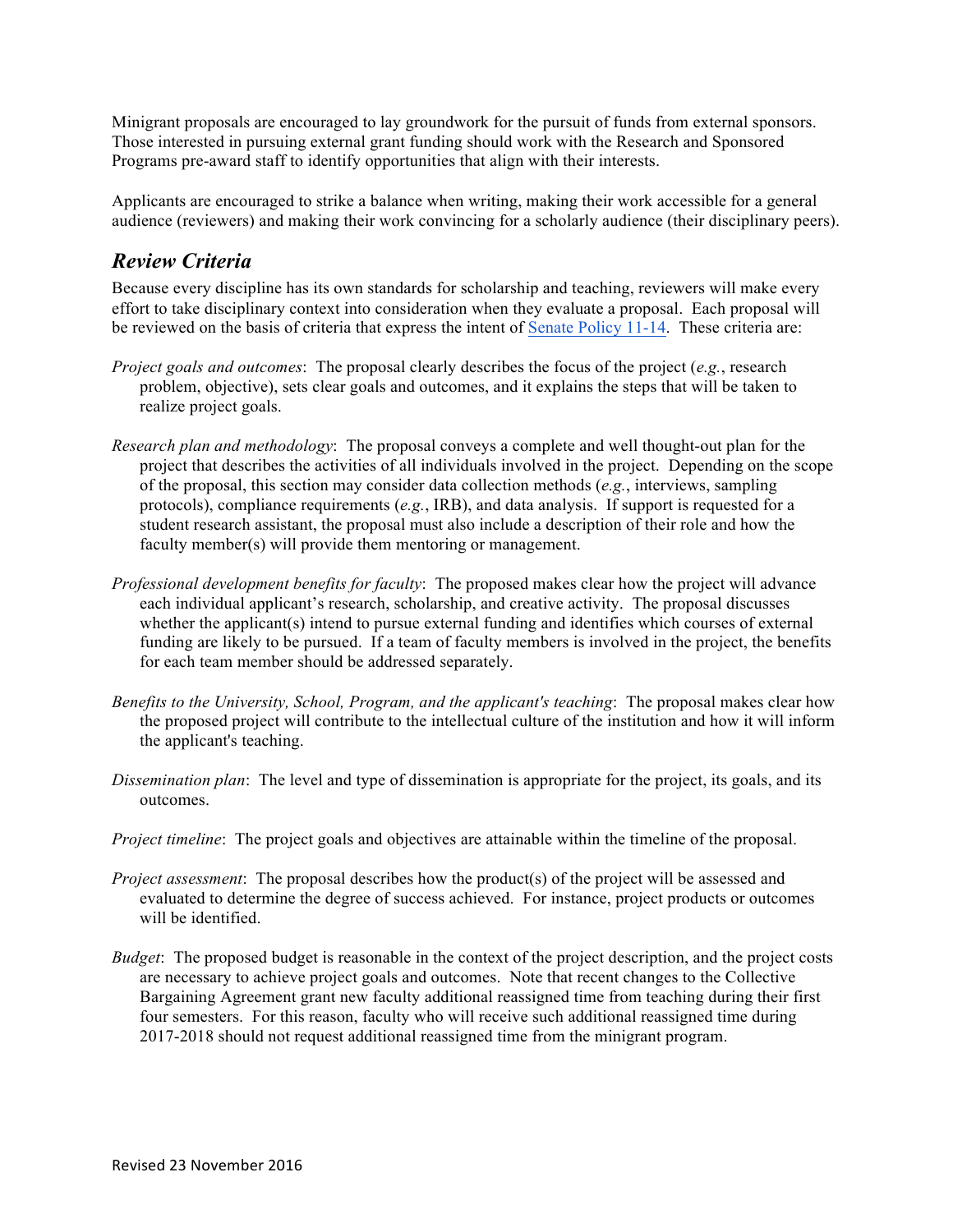Minigrant proposals are encouraged to lay groundwork for the pursuit of funds from external sponsors. Those interested in pursuing external grant funding should work with the Research and Sponsored Programs pre-award staff to identify opportunities that align with their interests.

Applicants are encouraged to strike a balance when writing, making their work accessible for a general audience (reviewers) and making their work convincing for a scholarly audience (their disciplinary peers).

## *Review Criteria*

Because every discipline has its own standards for scholarship and teaching, reviewers will make every effort to take disciplinary context into consideration when they evaluate a proposal. Each proposal will be reviewed on the basis of criteria that express the intent of Senate Policy 11-14. These criteria are:

*Project goals and outcomes*: The proposal clearly describes the focus of the project (*e.g.*, research problem, objective), sets clear goals and outcomes, and it explains the steps that will be taken to realize project goals.

*Research plan and methodology*: The proposal conveys a complete and well thought-out plan for the project that describes the activities of all individuals involved in the project. Depending on the scope of the proposal, this section may consider data collection methods (*e.g.*, interviews, sampling protocols), compliance requirements (*e.g.*, IRB), and data analysis. If support is requested for a student research assistant, the proposal must also include a description of their role and how the faculty member(s) will provide them mentoring or management.

*Professional development benefits for faculty*: The proposed makes clear how the project will advance each individual applicant's research, scholarship, and creative activity. The proposal discusses whether the applicant(s) intend to pursue external funding and identifies which courses of external funding are likely to be pursued. If a team of faculty members is involved in the project, the benefits for each team member should be addressed separately.

*Benefits to the University, School, Program, and the applicant's teaching*: The proposal makes clear how the proposed project will contribute to the intellectual culture of the institution and how it will inform the applicant's teaching.

*Dissemination plan*: The level and type of dissemination is appropriate for the project, its goals, and its outcomes.

*Project timeline*: The project goals and objectives are attainable within the timeline of the proposal.

*Project assessment*: The proposal describes how the product(s) of the project will be assessed and evaluated to determine the degree of success achieved. For instance, project products or outcomes will be identified.

*Budget*: The proposed budget is reasonable in the context of the project description, and the project costs are necessary to achieve project goals and outcomes. Note that recent changes to the Collective Bargaining Agreement grant new faculty additional reassigned time from teaching during their first four semesters. For this reason, faculty who will receive such additional reassigned time during 2017-2018 should not request additional reassigned time from the minigrant program.

Revised 23 November 2016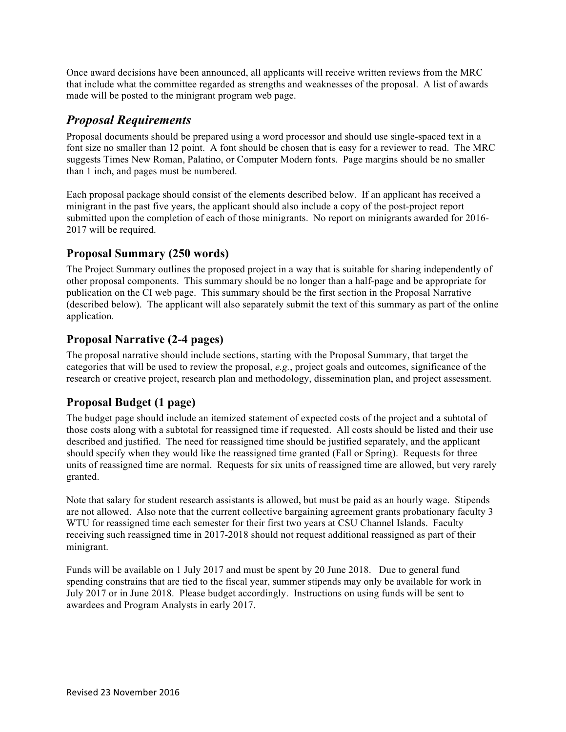Once award decisions have been announced, all applicants will receive written reviews from the MRC that include what the committee regarded as strengths and weaknesses of the proposal. A list of awards made will be posted to the minigrant program web page.

## *Proposal Requirements*

Proposal documents should be prepared using a word processor and should use single-spaced text in a font size no smaller than 12 point. A font should be chosen that is easy for a reviewer to read. The MRC suggests Times New Roman, Palatino, or Computer Modern fonts. Page margins should be no smaller than 1 inch, and pages must be numbered.

Each proposal package should consist of the elements described below. If an applicant has received a minigrant in the past five years, the applicant should also include a copy of the post-project report submitted upon the completion of each of those minigrants. No report on minigrants awarded for 2016-2017 will be required.

### Proposal Summary (250 words)

The Project Summary outlines the proposed project in a way that is suitable for sharing independently of other proposal components. This summary should be no longer than a half-page and be appropriate for publication on the CI web page. This summary should be the first section in the Proposal Narrative (described below). The applicant will also separately submit the text of this summary as part of the online application.

### Proposal Narrative (2-4 pages)

The proposal narrative should include sections, starting with the Proposal Summary, that target the categories that will be used to review the proposal, *e.g.*, project goals and outcomes, significance of the research or creative project, research plan and methodology, dissemination plan, and project assessment.

### Proposal Budget (1 page)

The budget page should include an itemized statement of expected costs of the project and a subtotal of those costs along with a subtotal for reassigned time if requested. All costs should be listed and their use described and justified. The need for reassigned time should be justified separately, and the applicant should specify when they would like the reassigned time granted (Fall or Spring). Requests for three units of reassigned time are normal. Requests for six units of reassigned time are allowed, but very rarely granted.

Note that salary for student research assistants is allowed, but must be paid as an hourly wage. Stipends are not allowed. Also note that the current collective bargaining agreement grants probationary faculty 3 WTU for reassigned time each semester for their first two years at CSU Channel Islands. Faculty receiving such reassigned time in 2017-2018 should not request additional reassigned as part of their minigrant.

Funds will be available on 1 July 2017 and must be spent by 20 June 2018. Due to general fund spending constrains that are tied to the fiscal year, summer stipends may only be available for work in July 2017 or in June 2018. Please budget accordingly. Instructions on using funds will be sent to awardees and Program Analysts in early 2017.

Revised 23 November 2016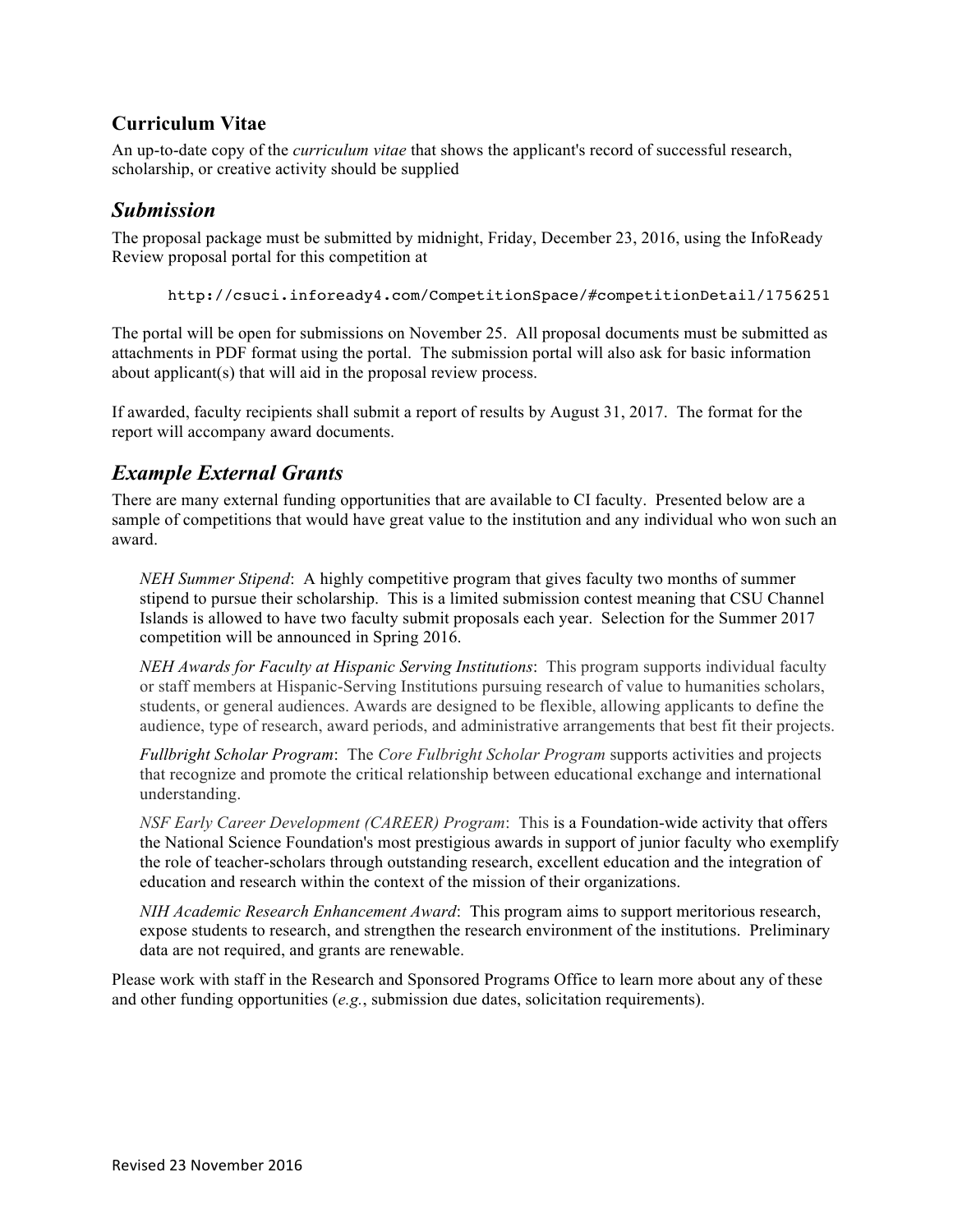### Curriculum Vitae

An up-to-date copy of the *curriculum vitae* that shows the applicant's record of successful research, scholarship, or creative activity should be supplied

## *Submission*

The proposal package must be submitted by midnight, Friday, December 23, 2016, using the InfoReady Review proposal portal for this competition at

```
http://csuci.infoready4.com/CompetitionSpace/#competitionDetail/1756251
```

The portal will be open for submissions on November 25. All proposal documents must be submitted as attachments in PDF format using the portal. The submission portal will also ask for basic information about applicant(s) that will aid in the proposal review process.

If awarded, faculty recipients shall submit a report of results by August 31, 2017. The format for the report will accompany award documents.

## *Example External Grants*

There are many external funding opportunities that are available to CI faculty. Presented below are a sample of competitions that would have great value to the institution and any individual who won such an award.

*NEH Summer Stipend*: A highly competitive program that gives faculty two months of summer stipend to pursue their scholarship. This is a limited submission contest meaning that CSU Channel Islands is allowed to have two faculty submit proposals each year. Selection for the Summer 2017 competition will be announced in Spring 2016.

*NEH Awards for Faculty at Hispanic Serving Institutions*: This program supports individual faculty or staff members at Hispanic-Serving Institutions pursuing research of value to humanities scholars, students, or general audiences. Awards are designed to be flexible, allowing applicants to define the audience, type of research, award periods, and administrative arrangements that best fit their projects.

*Fullbright Scholar Program*: The *Core Fulbright Scholar Program* supports activities and projects that recognize and promote the critical relationship between educational exchange and international understanding.

*NSF Early Career Development (CAREER) Program*: This is a Foundation-wide activity that offers the National Science Foundation's most prestigious awards in support of junior faculty who exemplify the role of teacher-scholars through outstanding research, excellent education and the integration of education and research within the context of the mission of their organizations.

*NIH Academic Research Enhancement Award*: This program aims to support meritorious research, expose students to research, and strengthen the research environment of the institutions. Preliminary data are not required, and grants are renewable.

Please work with staff in the Research and Sponsored Programs Office to learn more about any of these and other funding opportunities (*e.g.*, submission due dates, solicitation requirements).

Revised 23 November 2016